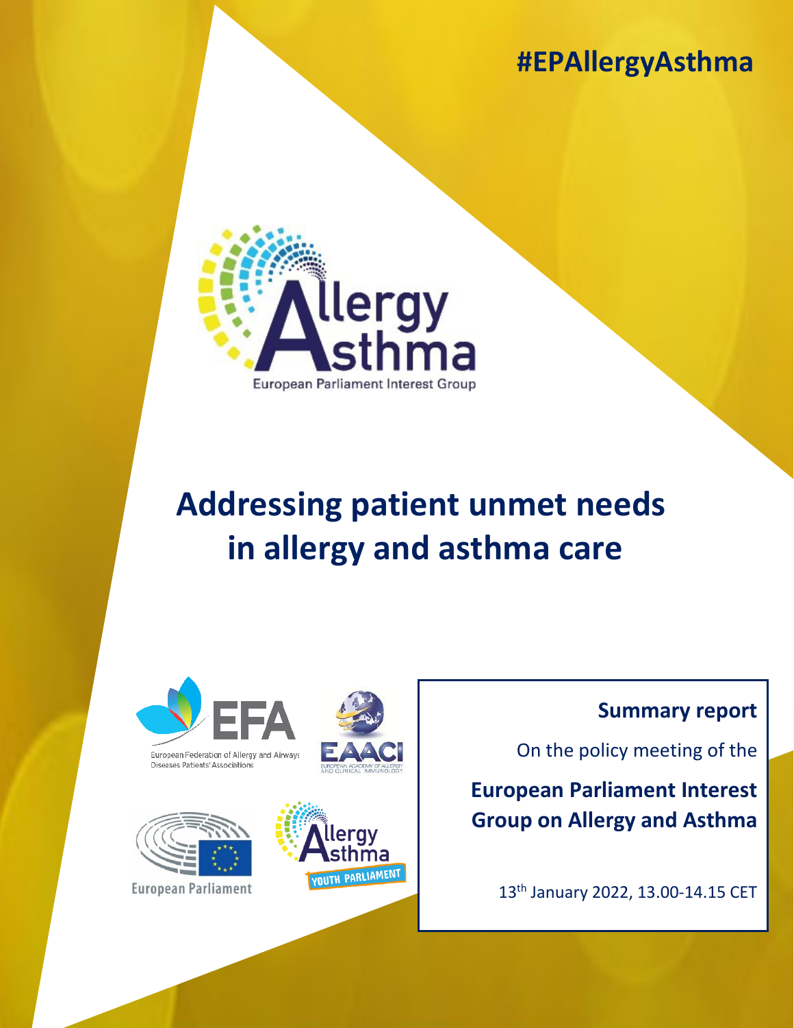#EPAllergyAsthma

Allergy Asthma
European Parliament Interest Group

# Addressing patient unmet needs in allergy and asthma care

EFA
European Federation of Allergy and Airways Diseases Patients' Associations

EAACI
European Academy of Allergy and Clinical Immunology

European Parliament

Allergy Asthma
YOUTH PARLIAMENT

**Summary report**

On the policy meeting of the

**European Parliament Interest Group on Allergy and Asthma**

13th January 2022, 13.00-14.15 CET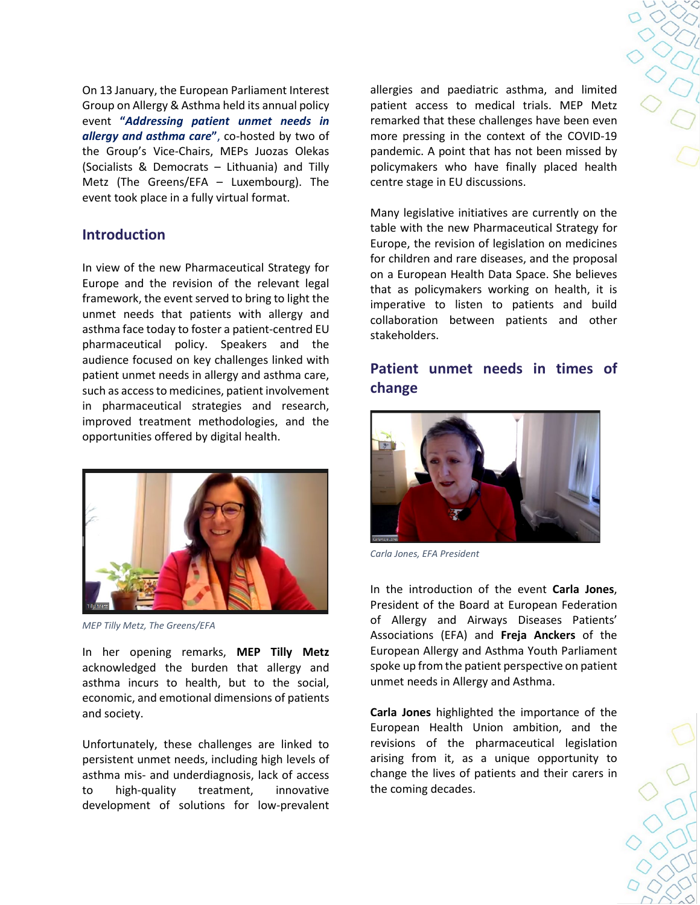On 13 January, the European Parliament Interest Group on Allergy & Asthma held its annual policy event ***"Addressing patient unmet needs in allergy and asthma care"***, co-hosted by two of the Group's Vice-Chairs, MEPs Juozas Olekas (Socialists & Democrats – Lithuania) and Tilly Metz (The Greens/EFA – Luxembourg). The event took place in a fully virtual format.

## Introduction

In view of the new Pharmaceutical Strategy for Europe and the revision of the relevant legal framework, the event served to bring to light the unmet needs that patients with allergy and asthma face today to foster a patient-centred EU pharmaceutical policy. Speakers and the audience focused on key challenges linked with patient unmet needs in allergy and asthma care, such as access to medicines, patient involvement in pharmaceutical strategies and research, improved treatment methodologies, and the opportunities offered by digital health.

*MEP Tilly Metz, The Greens/EFA*

In her opening remarks, **MEP Tilly Metz** acknowledged the burden that allergy and asthma incurs to health, but to the social, economic, and emotional dimensions of patients and society.

Unfortunately, these challenges are linked to persistent unmet needs, including high levels of asthma mis- and underdiagnosis, lack of access to high-quality treatment, innovative development of solutions for low-prevalent allergies and paediatric asthma, and limited patient access to medical trials. MEP Metz remarked that these challenges have been even more pressing in the context of the COVID-19 pandemic. A point that has not been missed by policymakers who have finally placed health centre stage in EU discussions.

Many legislative initiatives are currently on the table with the new Pharmaceutical Strategy for Europe, the revision of legislation on medicines for children and rare diseases, and the proposal on a European Health Data Space. She believes that as policymakers working on health, it is imperative to listen to patients and build collaboration between patients and other stakeholders.

## Patient unmet needs in times of change

*Carla Jones, EFA President*

In the introduction of the event **Carla Jones**, President of the Board at European Federation of Allergy and Airways Diseases Patients' Associations (EFA) and **Freja Anckers** of the European Allergy and Asthma Youth Parliament spoke up from the patient perspective on patient unmet needs in Allergy and Asthma.

**Carla Jones** highlighted the importance of the European Health Union ambition, and the revisions of the pharmaceutical legislation arising from it, as a unique opportunity to change the lives of patients and their carers in the coming decades.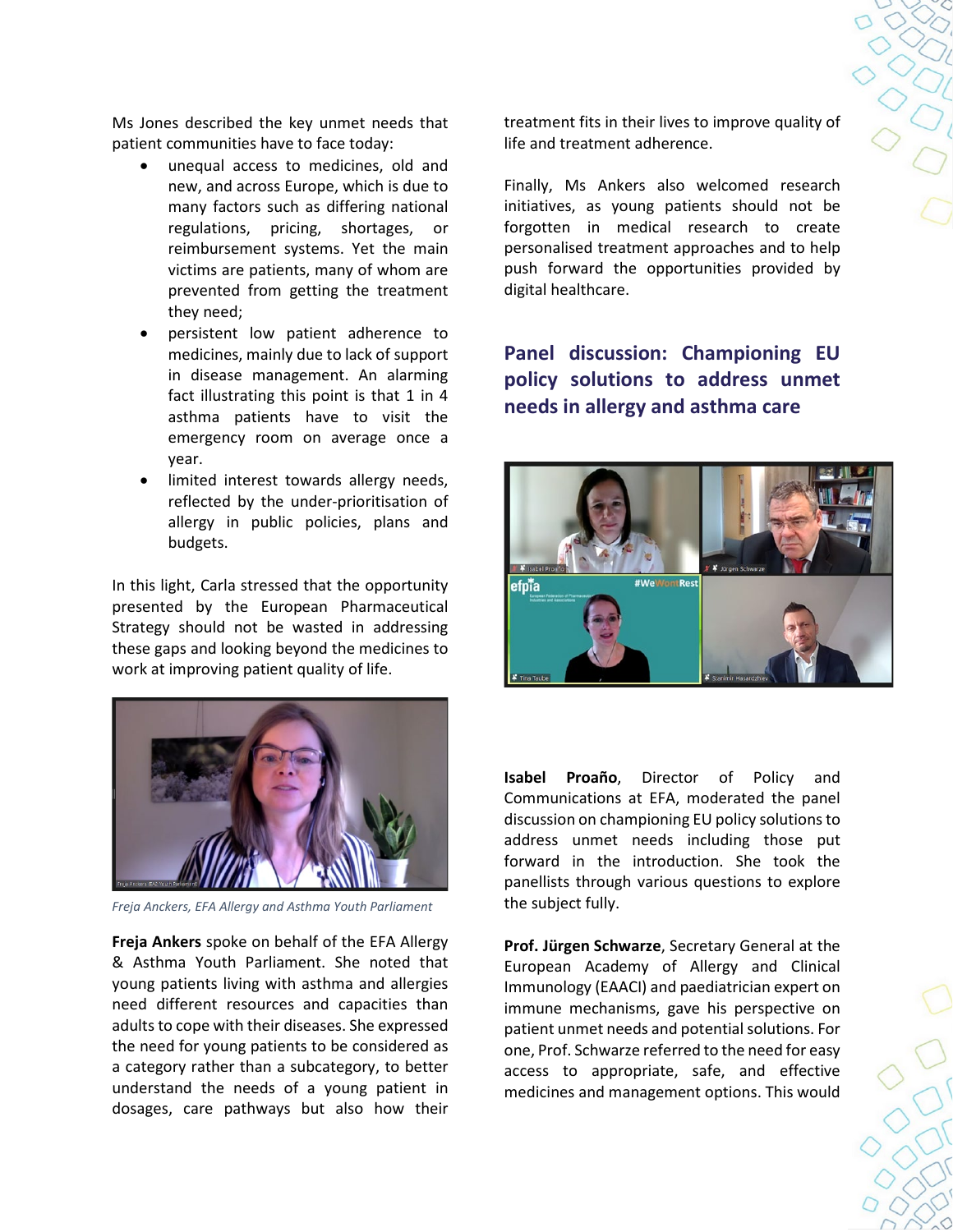Ms Jones described the key unmet needs that patient communities have to face today:

- unequal access to medicines, old and new, and across Europe, which is due to many factors such as differing national regulations, pricing, shortages, or reimbursement systems. Yet the main victims are patients, many of whom are prevented from getting the treatment they need;
- persistent low patient adherence to medicines, mainly due to lack of support in disease management. An alarming fact illustrating this point is that 1 in 4 asthma patients have to visit the emergency room on average once a year.
- limited interest towards allergy needs, reflected by the under-prioritisation of allergy in public policies, plans and budgets.

In this light, Carla stressed that the opportunity presented by the European Pharmaceutical Strategy should not be wasted in addressing these gaps and looking beyond the medicines to work at improving patient quality of life.

*Freja Anckers, EFA Allergy and Asthma Youth Parliament*

**Freja Ankers** spoke on behalf of the EFA Allergy & Asthma Youth Parliament. She noted that young patients living with asthma and allergies need different resources and capacities than adults to cope with their diseases. She expressed the need for young patients to be considered as a category rather than a subcategory, to better understand the needs of a young patient in dosages, care pathways but also how their treatment fits in their lives to improve quality of life and treatment adherence.

Finally, Ms Ankers also welcomed research initiatives, as young patients should not be forgotten in medical research to create personalised treatment approaches and to help push forward the opportunities provided by digital healthcare.

## Panel discussion: Championing EU policy solutions to address unmet needs in allergy and asthma care

**Isabel Proaño**, Director of Policy and Communications at EFA, moderated the panel discussion on championing EU policy solutions to address unmet needs including those put forward in the introduction. She took the panellists through various questions to explore the subject fully.

**Prof. Jürgen Schwarze**, Secretary General at the European Academy of Allergy and Clinical Immunology (EAACI) and paediatrician expert on immune mechanisms, gave his perspective on patient unmet needs and potential solutions. For one, Prof. Schwarze referred to the need for easy access to appropriate, safe, and effective medicines and management options. This would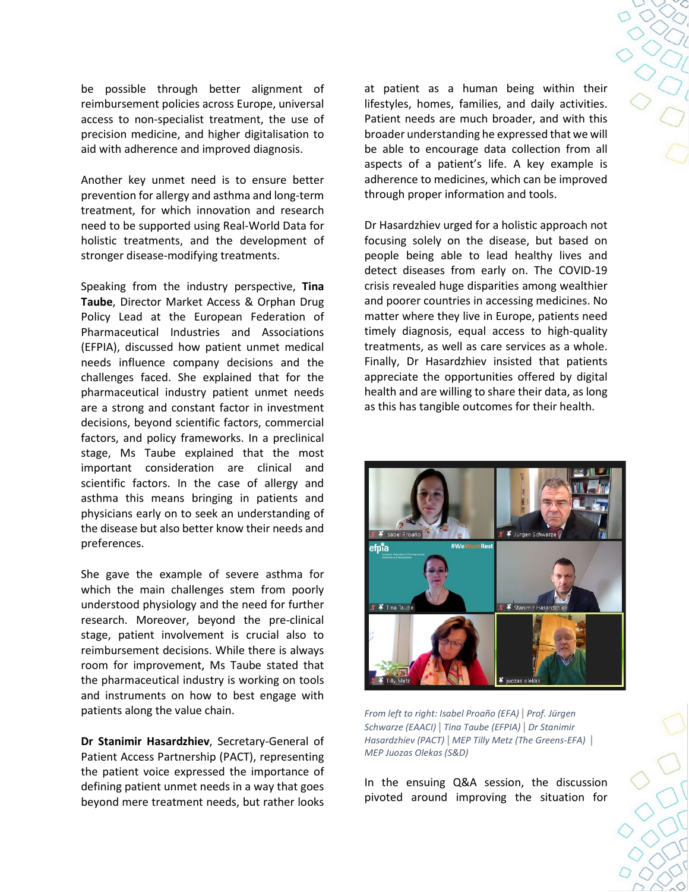be possible through better alignment of reimbursement policies across Europe, universal access to non-specialist treatment, the use of precision medicine, and higher digitalisation to aid with adherence and improved diagnosis.

Another key unmet need is to ensure better prevention for allergy and asthma and long-term treatment, for which innovation and research need to be supported using Real-World Data for holistic treatments, and the development of stronger disease-modifying treatments.

Speaking from the industry perspective, **Tina Taube**, Director Market Access & Orphan Drug Policy Lead at the European Federation of Pharmaceutical Industries and Associations (EFPIA), discussed how patient unmet medical needs influence company decisions and the challenges faced. She explained that for the pharmaceutical industry patient unmet needs are a strong and constant factor in investment decisions, beyond scientific factors, commercial factors, and policy frameworks. In a preclinical stage, Ms Taube explained that the most important consideration are clinical and scientific factors. In the case of allergy and asthma this means bringing in patients and physicians early on to seek an understanding of the disease but also better know their needs and preferences.

She gave the example of severe asthma for which the main challenges stem from poorly understood physiology and the need for further research. Moreover, beyond the pre-clinical stage, patient involvement is crucial also to reimbursement decisions. While there is always room for improvement, Ms Taube stated that the pharmaceutical industry is working on tools and instruments on how to best engage with patients along the value chain.

**Dr Stanimir Hasardzhiev**, Secretary-General of Patient Access Partnership (PACT), representing the patient voice expressed the importance of defining patient unmet needs in a way that goes beyond mere treatment needs, but rather looks at patient as a human being within their lifestyles, homes, families, and daily activities. Patient needs are much broader, and with this broader understanding he expressed that we will be able to encourage data collection from all aspects of a patient's life. A key example is adherence to medicines, which can be improved through proper information and tools.

Dr Hasardzhiev urged for a holistic approach not focusing solely on the disease, but based on people being able to lead healthy lives and detect diseases from early on. The COVID-19 crisis revealed huge disparities among wealthier and poorer countries in accessing medicines. No matter where they live in Europe, patients need timely diagnosis, equal access to high-quality treatments, as well as care services as a whole. Finally, Dr Hasardzhiev insisted that patients appreciate the opportunities offered by digital health and are willing to share their data, as long as this has tangible outcomes for their health.

*From left to right: Isabel Proaño (EFA) | Prof. Jürgen Schwarze (EAACI) | Tina Taube (EFPIA) | Dr Stanimir Hasardzhiev (PACT) | MEP Tilly Metz (The Greens-EFA) | MEP Juozas Olekas (S&D)*

In the ensuing Q&A session, the discussion pivoted around improving the situation for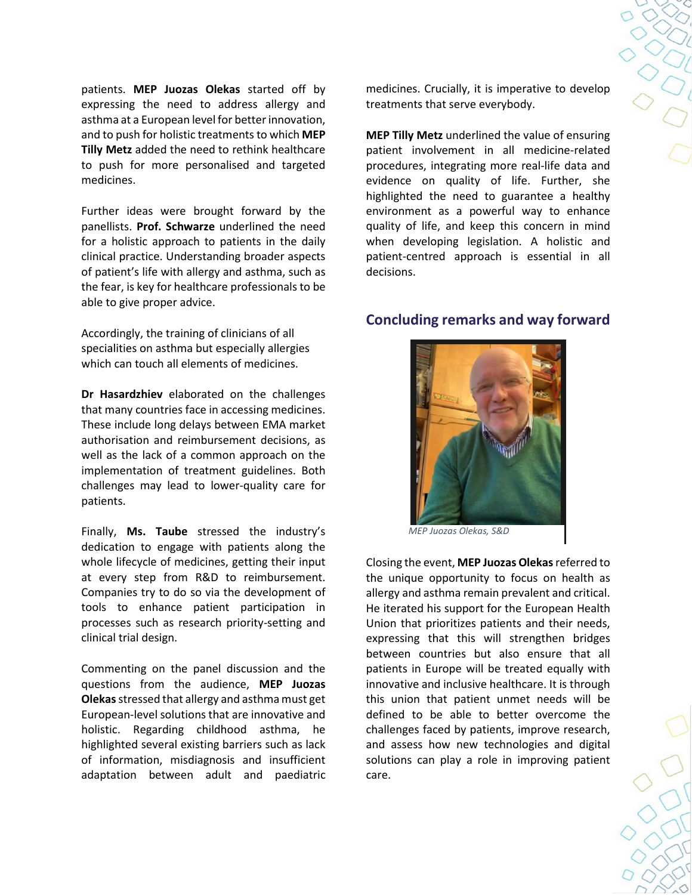patients. **MEP Juozas Olekas** started off by expressing the need to address allergy and asthma at a European level for better innovation, and to push for holistic treatments to which **MEP Tilly Metz** added the need to rethink healthcare to push for more personalised and targeted medicines.

Further ideas were brought forward by the panellists. **Prof. Schwarze** underlined the need for a holistic approach to patients in the daily clinical practice. Understanding broader aspects of patient's life with allergy and asthma, such as the fear, is key for healthcare professionals to be able to give proper advice.

Accordingly, the training of clinicians of all specialities on asthma but especially allergies which can touch all elements of medicines.

**Dr Hasardzhiev** elaborated on the challenges that many countries face in accessing medicines. These include long delays between EMA market authorisation and reimbursement decisions, as well as the lack of a common approach on the implementation of treatment guidelines. Both challenges may lead to lower-quality care for patients.

Finally, **Ms. Taube** stressed the industry's dedication to engage with patients along the whole lifecycle of medicines, getting their input at every step from R&D to reimbursement. Companies try to do so via the development of tools to enhance patient participation in processes such as research priority-setting and clinical trial design.

Commenting on the panel discussion and the questions from the audience, **MEP Juozas Olekas** stressed that allergy and asthma must get European-level solutions that are innovative and holistic. Regarding childhood asthma, he highlighted several existing barriers such as lack of information, misdiagnosis and insufficient adaptation between adult and paediatric medicines. Crucially, it is imperative to develop treatments that serve everybody.

**MEP Tilly Metz** underlined the value of ensuring patient involvement in all medicine-related procedures, integrating more real-life data and evidence on quality of life. Further, she highlighted the need to guarantee a healthy environment as a powerful way to enhance quality of life, and keep this concern in mind when developing legislation. A holistic and patient-centred approach is essential in all decisions.

## Concluding remarks and way forward

*MEP Juozas Olekas, S&D*

Closing the event, **MEP Juozas Olekas** referred to the unique opportunity to focus on health as allergy and asthma remain prevalent and critical. He iterated his support for the European Health Union that prioritizes patients and their needs, expressing that this will strengthen bridges between countries but also ensure that all patients in Europe will be treated equally with innovative and inclusive healthcare. It is through this union that patient unmet needs will be defined to be able to better overcome the challenges faced by patients, improve research, and assess how new technologies and digital solutions can play a role in improving patient care.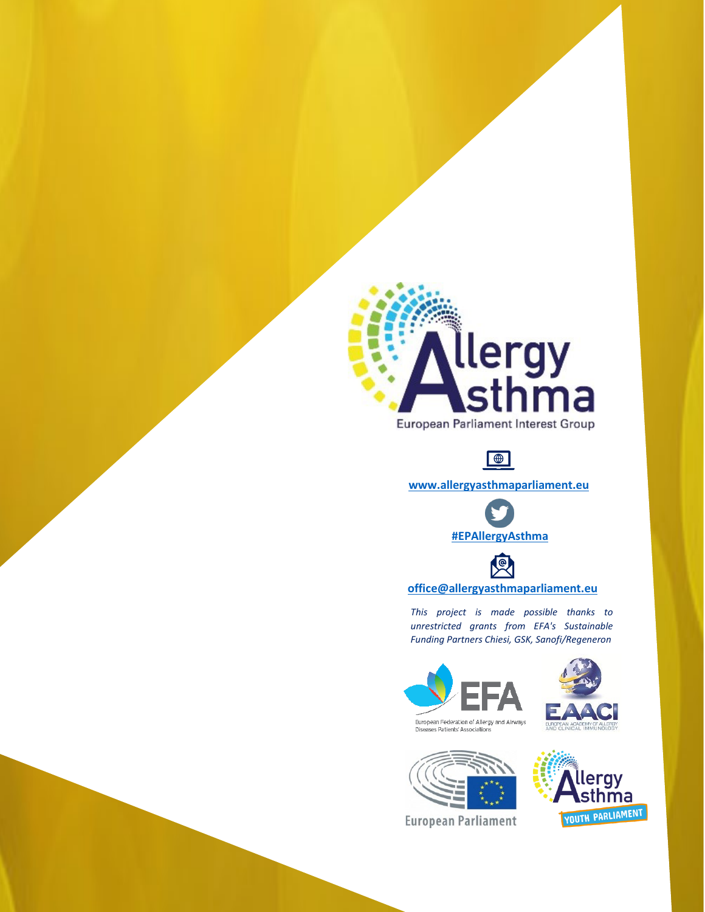Allergy Asthma

European Parliament Interest Group

**[www.allergyasthmaparliament.eu](http://www.allergyasthmaparliament.eu)**

**#EPAllergyAsthma**

**[office@allergyasthmaparliament.eu](mailto:office@allergyasthmaparliament.eu)**

*This project is made possible thanks to unrestricted grants from EFA's Sustainable Funding Partners Chiesi, GSK, Sanofi/Regeneron*

EFA

European Federation of Allergy and Airways Diseases Patients' Associations

EAACI

EUROPEAN ACADEMY OF ALLERGY AND CLINICAL IMMUNOLOGY

European Parliament

Allergy Asthma

YOUTH PARLIAMENT